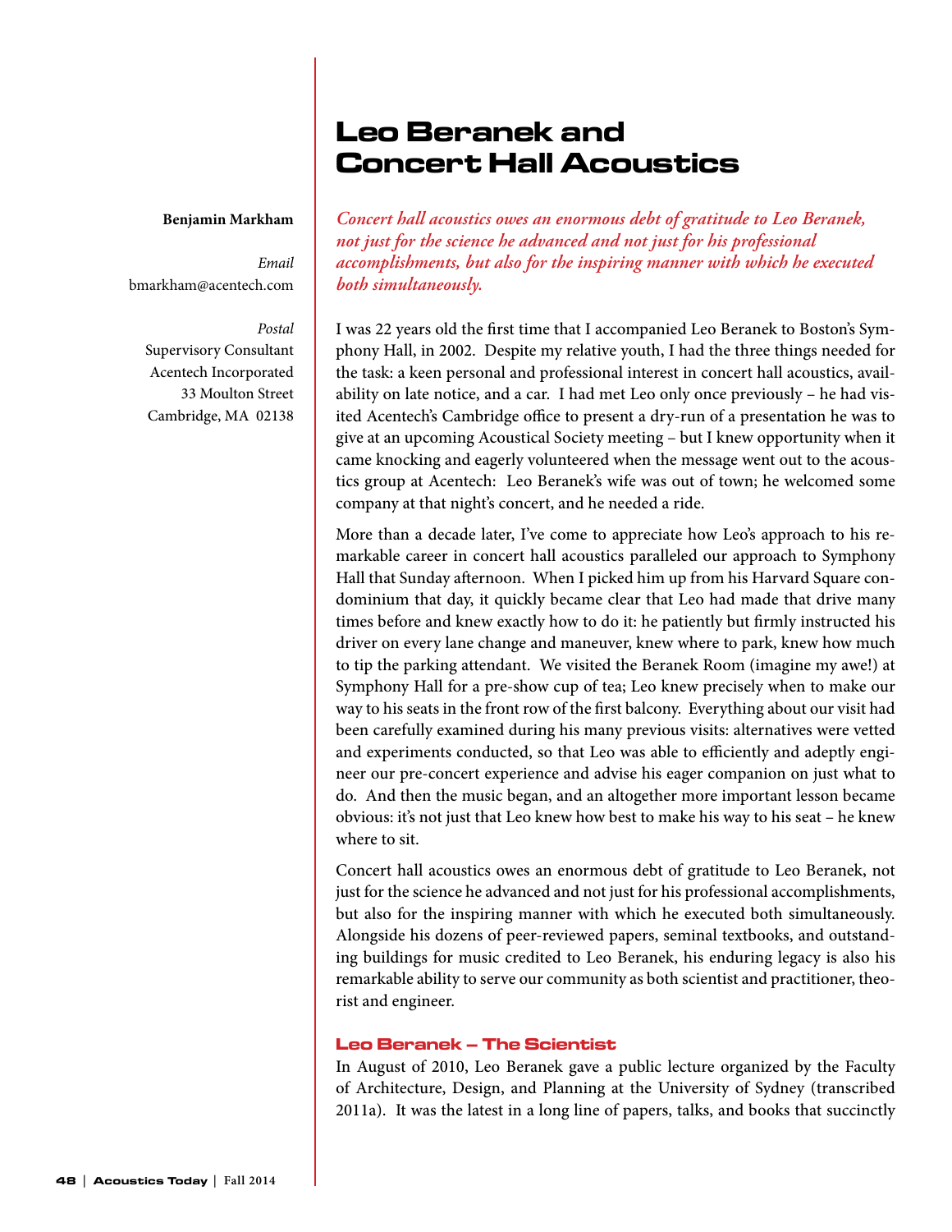# Leo Beranek and Concert Hall Acoustics

**Benjamin Markham**

*Email*
bmarkham@acentech.com

*Postal*
Supervisory Consultant
Acentech Incorporated
33 Moulton Street
Cambridge, MA 02138

*Concert hall acoustics owes an enormous debt of gratitude to Leo Beranek, not just for the science he advanced and not just for his professional accomplishments, but also for the inspiring manner with which he executed both simultaneously.*

I was 22 years old the first time that I accompanied Leo Beranek to Boston's Symphony Hall, in 2002. Despite my relative youth, I had the three things needed for the task: a keen personal and professional interest in concert hall acoustics, availability on late notice, and a car. I had met Leo only once previously – he had visited Acentech's Cambridge office to present a dry-run of a presentation he was to give at an upcoming Acoustical Society meeting – but I knew opportunity when it came knocking and eagerly volunteered when the message went out to the acoustics group at Acentech: Leo Beranek's wife was out of town; he welcomed some company at that night's concert, and he needed a ride.

More than a decade later, I've come to appreciate how Leo's approach to his remarkable career in concert hall acoustics paralleled our approach to Symphony Hall that Sunday afternoon. When I picked him up from his Harvard Square condominium that day, it quickly became clear that Leo had made that drive many times before and knew exactly how to do it: he patiently but firmly instructed his driver on every lane change and maneuver, knew where to park, knew how much to tip the parking attendant. We visited the Beranek Room (imagine my awe!) at Symphony Hall for a pre-show cup of tea; Leo knew precisely when to make our way to his seats in the front row of the first balcony. Everything about our visit had been carefully examined during his many previous visits: alternatives were vetted and experiments conducted, so that Leo was able to efficiently and adeptly engineer our pre-concert experience and advise his eager companion on just what to do. And then the music began, and an altogether more important lesson became obvious: it's not just that Leo knew how best to make his way to his seat – he knew where to sit.

Concert hall acoustics owes an enormous debt of gratitude to Leo Beranek, not just for the science he advanced and not just for his professional accomplishments, but also for the inspiring manner with which he executed both simultaneously. Alongside his dozens of peer-reviewed papers, seminal textbooks, and outstanding buildings for music credited to Leo Beranek, his enduring legacy is also his remarkable ability to serve our community as both scientist and practitioner, theorist and engineer.

## Leo Beranek – The Scientist

In August of 2010, Leo Beranek gave a public lecture organized by the Faculty of Architecture, Design, and Planning at the University of Sydney (transcribed 2011a). It was the latest in a long line of papers, talks, and books that succinctly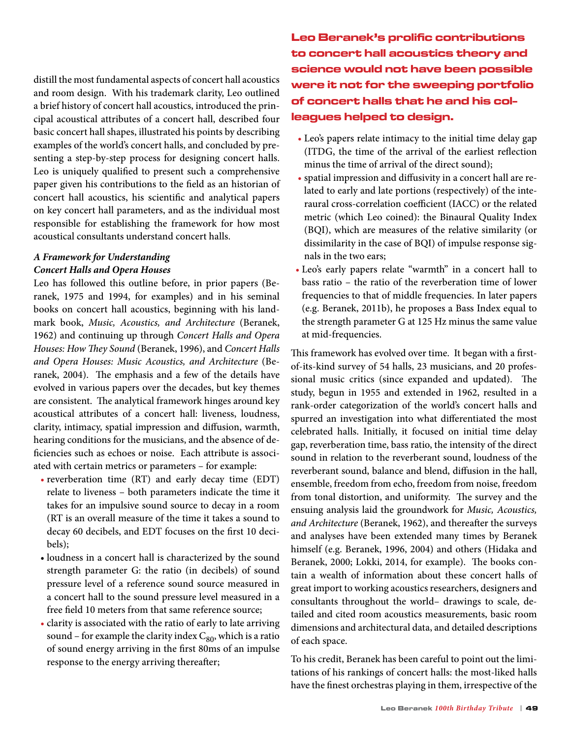distill the most fundamental aspects of concert hall acoustics and room design. With his trademark clarity, Leo outlined a brief history of concert hall acoustics, introduced the principal acoustical attributes of a concert hall, described four basic concert hall shapes, illustrated his points by describing examples of the world's concert halls, and concluded by presenting a step-by-step process for designing concert halls. Leo is uniquely qualified to present such a comprehensive paper given his contributions to the field as an historian of concert hall acoustics, his scientific and analytical papers on key concert hall parameters, and as the individual most responsible for establishing the framework for how most acoustical consultants understand concert halls.

### *A Framework for Understanding Concert Halls and Opera Houses*

Leo has followed this outline before, in prior papers (Beranek, 1975 and 1994, for examples) and in his seminal books on concert hall acoustics, beginning with his landmark book, *Music, Acoustics, and Architecture* (Beranek, 1962) and continuing up through *Concert Halls and Opera Houses: How They Sound* (Beranek, 1996), and *Concert Halls and Opera Houses: Music Acoustics, and Architecture* (Beranek, 2004). The emphasis and a few of the details have evolved in various papers over the decades, but key themes are consistent. The analytical framework hinges around key acoustical attributes of a concert hall: liveness, loudness, clarity, intimacy, spatial impression and diffusion, warmth, hearing conditions for the musicians, and the absence of deficiencies such as echoes or noise. Each attribute is associated with certain metrics or parameters – for example:

- reverberation time (RT) and early decay time (EDT) relate to liveness – both parameters indicate the time it takes for an impulsive sound source to decay in a room (RT is an overall measure of the time it takes a sound to decay 60 decibels, and EDT focuses on the first 10 decibels);
- loudness in a concert hall is characterized by the sound strength parameter G: the ratio (in decibels) of sound pressure level of a reference sound source measured in a concert hall to the sound pressure level measured in a free field 10 meters from that same reference source;
- clarity is associated with the ratio of early to late arriving sound – for example the clarity index $C_{80}$, which is a ratio of sound energy arriving in the first 80ms of an impulse response to the energy arriving thereafter;
- Leo's papers relate intimacy to the initial time delay gap (ITDG, the time of the arrival of the earliest reflection minus the time of arrival of the direct sound);
- spatial impression and diffusivity in a concert hall are related to early and late portions (respectively) of the interaural cross-correlation coefficient (IACC) or the related metric (which Leo coined): the Binaural Quality Index (BQI), which are measures of the relative similarity (or dissimilarity in the case of BQI) of impulse response signals in the two ears;
- Leo's early papers relate "warmth" in a concert hall to bass ratio – the ratio of the reverberation time of lower frequencies to that of middle frequencies. In later papers (e.g. Beranek, 2011b), he proposes a Bass Index equal to the strength parameter G at 125 Hz minus the same value at mid-frequencies.

**Leo Beranek's prolific contributions to concert hall acoustics theory and science would not have been possible were it not for the sweeping portfolio of concert halls that he and his colleagues helped to design.**

This framework has evolved over time. It began with a first-of-its-kind survey of 54 halls, 23 musicians, and 20 professional music critics (since expanded and updated). The study, begun in 1955 and extended in 1962, resulted in a rank-order categorization of the world's concert halls and spurred an investigation into what differentiated the most celebrated halls. Initially, it focused on initial time delay gap, reverberation time, bass ratio, the intensity of the direct sound in relation to the reverberant sound, loudness of the reverberant sound, balance and blend, diffusion in the hall, ensemble, freedom from echo, freedom from noise, freedom from tonal distortion, and uniformity. The survey and the ensuing analysis laid the groundwork for *Music, Acoustics, and Architecture* (Beranek, 1962), and thereafter the surveys and analyses have been extended many times by Beranek himself (e.g. Beranek, 1996, 2004) and others (Hidaka and Beranek, 2000; Lokki, 2014, for example). The books contain a wealth of information about these concert halls of great import to working acoustics researchers, designers and consultants throughout the world– drawings to scale, detailed and cited room acoustics measurements, basic room dimensions and architectural data, and detailed descriptions of each space.

To his credit, Beranek has been careful to point out the limitations of his rankings of concert halls: the most-liked halls have the finest orchestras playing in them, irrespective of the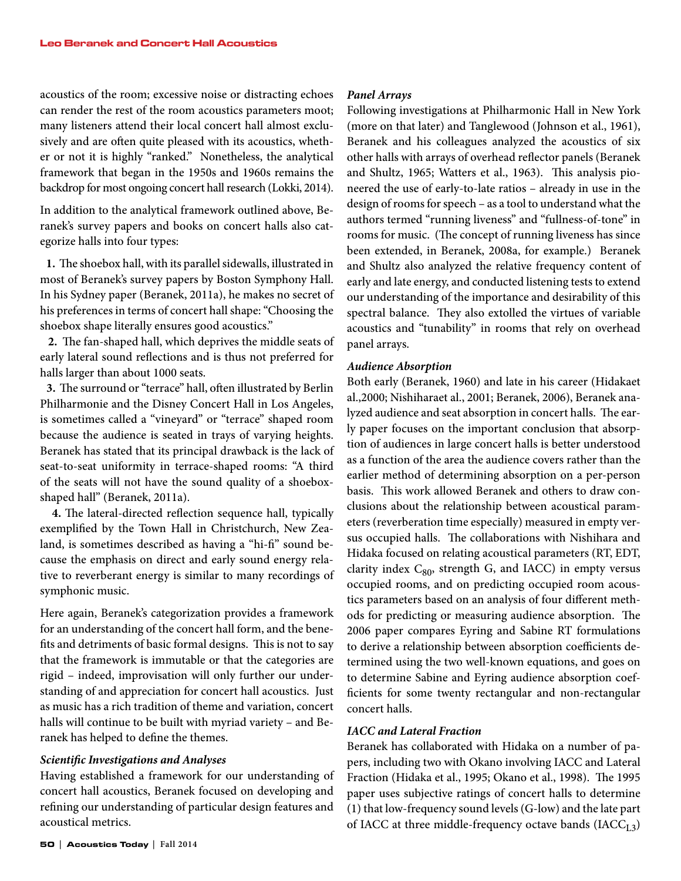acoustics of the room; excessive noise or distracting echoes can render the rest of the room acoustics parameters moot; many listeners attend their local concert hall almost exclusively and are often quite pleased with its acoustics, whether or not it is highly "ranked." Nonetheless, the analytical framework that began in the 1950s and 1960s remains the backdrop for most ongoing concert hall research (Lokki, 2014).

In addition to the analytical framework outlined above, Beranek's survey papers and books on concert halls also categorize halls into four types:

**1.** The shoebox hall, with its parallel sidewalls, illustrated in most of Beranek's survey papers by Boston Symphony Hall. In his Sydney paper (Beranek, 2011a), he makes no secret of his preferences in terms of concert hall shape: "Choosing the shoebox shape literally ensures good acoustics."

**2.** The fan-shaped hall, which deprives the middle seats of early lateral sound reflections and is thus not preferred for halls larger than about 1000 seats.

**3.** The surround or "terrace" hall, often illustrated by Berlin Philharmonie and the Disney Concert Hall in Los Angeles, is sometimes called a "vineyard" or "terrace" shaped room because the audience is seated in trays of varying heights. Beranek has stated that its principal drawback is the lack of seat-to-seat uniformity in terrace-shaped rooms: "A third of the seats will not have the sound quality of a shoebox-shaped hall" (Beranek, 2011a).

**4.** The lateral-directed reflection sequence hall, typically exemplified by the Town Hall in Christchurch, New Zealand, is sometimes described as having a "hi-fi" sound because the emphasis on direct and early sound energy relative to reverberant energy is similar to many recordings of symphonic music.

Here again, Beranek's categorization provides a framework for an understanding of the concert hall form, and the benefits and detriments of basic formal designs. This is not to say that the framework is immutable or that the categories are rigid – indeed, improvisation will only further our understanding of and appreciation for concert hall acoustics. Just as music has a rich tradition of theme and variation, concert halls will continue to be built with myriad variety – and Beranek has helped to define the themes.

### *Scientific Investigations and Analyses*

Having established a framework for our understanding of concert hall acoustics, Beranek focused on developing and refining our understanding of particular design features and acoustical metrics.

#### *Panel Arrays*

Following investigations at Philharmonic Hall in New York (more on that later) and Tanglewood (Johnson et al., 1961), Beranek and his colleagues analyzed the acoustics of six other halls with arrays of overhead reflector panels (Beranek and Shultz, 1965; Watters et al., 1963). This analysis pioneered the use of early-to-late ratios – already in use in the design of rooms for speech – as a tool to understand what the authors termed "running liveness" and "fullness-of-tone" in rooms for music. (The concept of running liveness has since been extended, in Beranek, 2008a, for example.) Beranek and Shultz also analyzed the relative frequency content of early and late energy, and conducted listening tests to extend our understanding of the importance and desirability of this spectral balance. They also extolled the virtues of variable acoustics and "tunability" in rooms that rely on overhead panel arrays.

#### *Audience Absorption*

Both early (Beranek, 1960) and late in his career (Hidakaet al.,2000; Nishiharaet al., 2001; Beranek, 2006), Beranek analyzed audience and seat absorption in concert halls. The early paper focuses on the important conclusion that absorption of audiences in large concert halls is better understood as a function of the area the audience covers rather than the earlier method of determining absorption on a per-person basis. This work allowed Beranek and others to draw conclusions about the relationship between acoustical parameters (reverberation time especially) measured in empty versus occupied halls. The collaborations with Nishihara and Hidaka focused on relating acoustical parameters (RT, EDT, clarity index $C_{80}$, strength G, and IACC) in empty versus occupied rooms, and on predicting occupied room acoustics parameters based on an analysis of four different methods for predicting or measuring audience absorption. The 2006 paper compares Eyring and Sabine RT formulations to derive a relationship between absorption coefficients determined using the two well-known equations, and goes on to determine Sabine and Eyring audience absorption coefficients for some twenty rectangular and non-rectangular concert halls.

#### *IACC and Lateral Fraction*

Beranek has collaborated with Hidaka on a number of papers, including two with Okano involving IACC and Lateral Fraction (Hidaka et al., 1995; Okano et al., 1998). The 1995 paper uses subjective ratings of concert halls to determine (1) that low-frequency sound levels (G-low) and the late part of IACC at three middle-frequency octave bands ($IACC_{L3}$)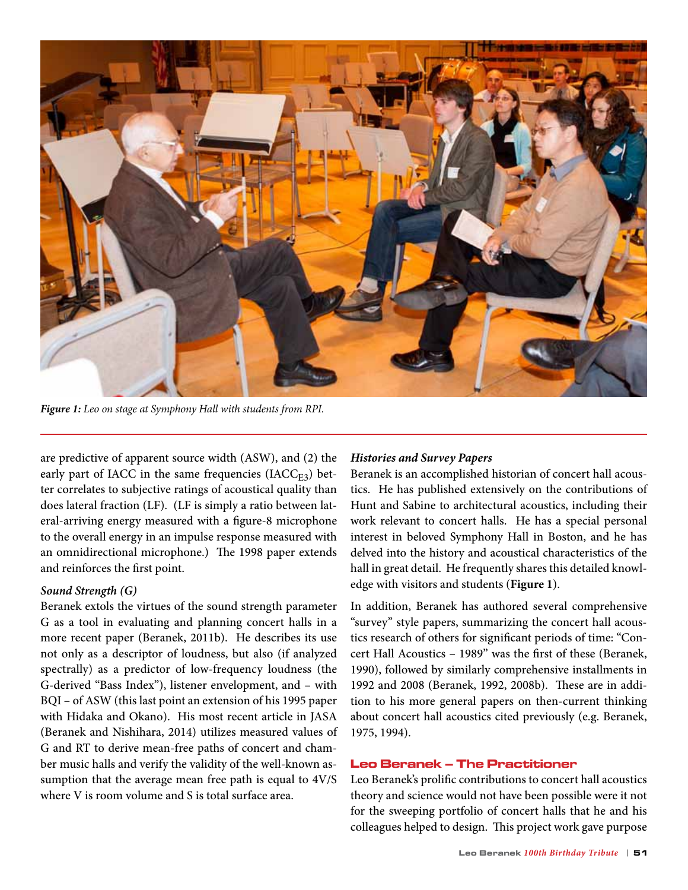*Figure 1: Leo on stage at Symphony Hall with students from RPI.*

are predictive of apparent source width (ASW), and (2) the early part of IACC in the same frequencies ($IACC_{E3}$) better correlates to subjective ratings of acoustical quality than does lateral fraction (LF). (LF is simply a ratio between lateral-arriving energy measured with a figure-8 microphone to the overall energy in an impulse response measured with an omnidirectional microphone.) The 1998 paper extends and reinforces the first point.

### *Sound Strength (G)*

Beranek extols the virtues of the sound strength parameter G as a tool in evaluating and planning concert halls in a more recent paper (Beranek, 2011b). He describes its use not only as a descriptor of loudness, but also (if analyzed spectrally) as a predictor of low-frequency loudness (the G-derived "Bass Index"), listener envelopment, and – with BQI – of ASW (this last point an extension of his 1995 paper with Hidaka and Okano). His most recent article in JASA (Beranek and Nishihara, 2014) utilizes measured values of G and RT to derive mean-free paths of concert and chamber music halls and verify the validity of the well-known assumption that the average mean free path is equal to 4V/S where V is room volume and S is total surface area.

### *Histories and Survey Papers*

Beranek is an accomplished historian of concert hall acoustics. He has published extensively on the contributions of Hunt and Sabine to architectural acoustics, including their work relevant to concert halls. He has a special personal interest in beloved Symphony Hall in Boston, and he has delved into the history and acoustical characteristics of the hall in great detail. He frequently shares this detailed knowledge with visitors and students (**Figure 1**).

In addition, Beranek has authored several comprehensive "survey" style papers, summarizing the concert hall acoustics research of others for significant periods of time: "Concert Hall Acoustics – 1989" was the first of these (Beranek, 1990), followed by similarly comprehensive installments in 1992 and 2008 (Beranek, 1992, 2008b). These are in addition to his more general papers on then-current thinking about concert hall acoustics cited previously (e.g. Beranek, 1975, 1994).

## Leo Beranek – The Practitioner

Leo Beranek's prolific contributions to concert hall acoustics theory and science would not have been possible were it not for the sweeping portfolio of concert halls that he and his colleagues helped to design. This project work gave purpose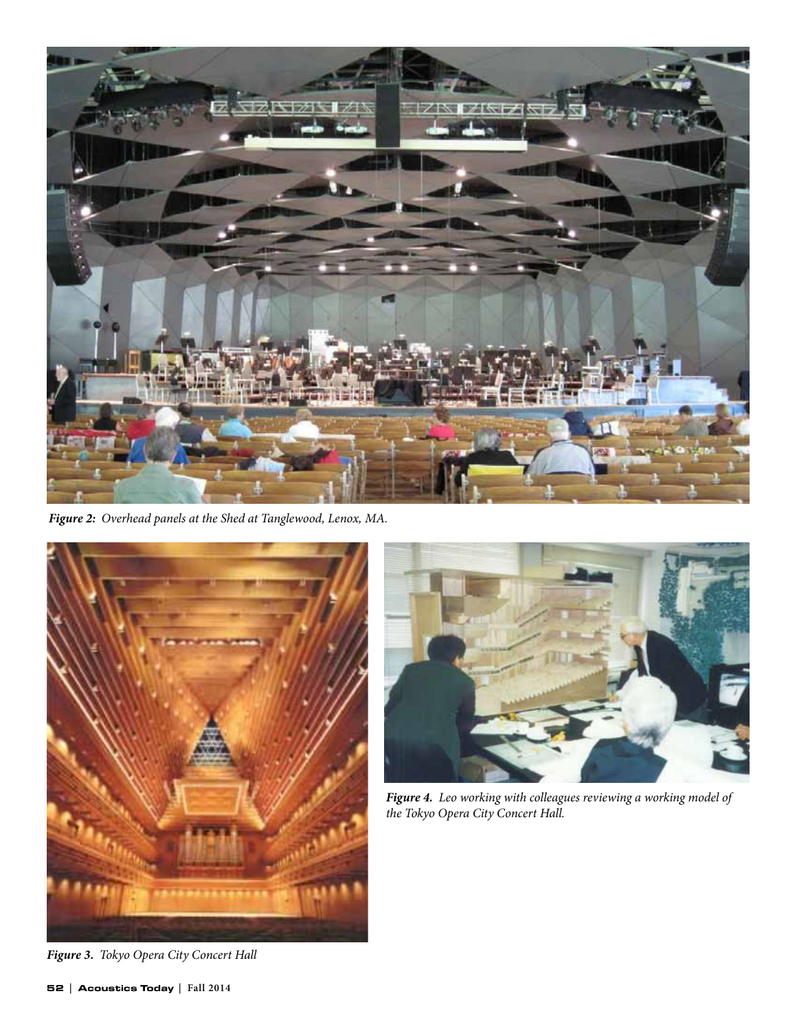*Figure 2: Overhead panels at the Shed at Tanglewood, Lenox, MA.*

*Figure 3. Tokyo Opera City Concert Hall*

*Figure 4. Leo working with colleagues reviewing a working model of the Tokyo Opera City Concert Hall.*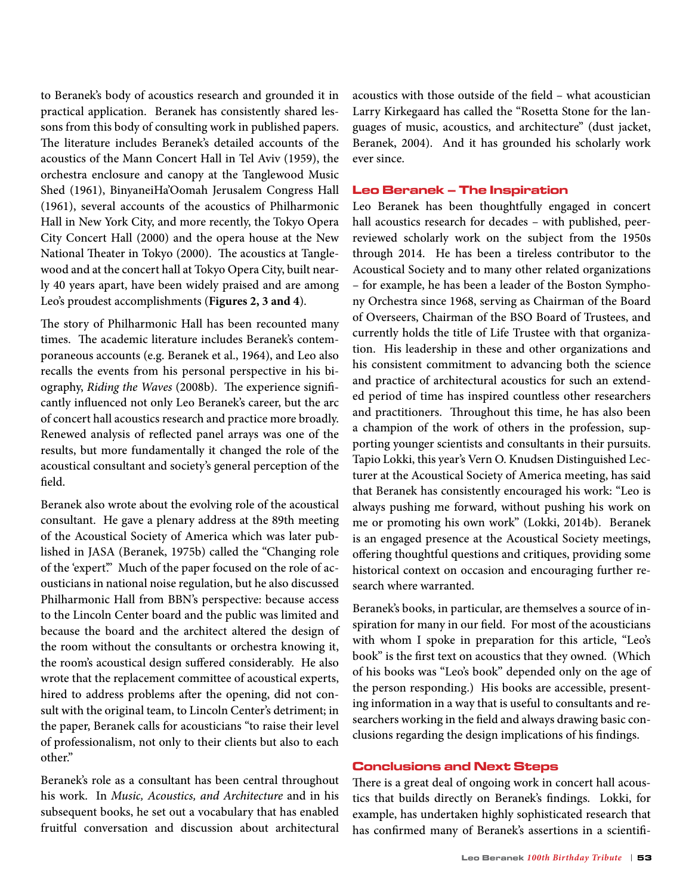to Beranek's body of acoustics research and grounded it in practical application. Beranek has consistently shared lessons from this body of consulting work in published papers. The literature includes Beranek's detailed accounts of the acoustics of the Mann Concert Hall in Tel Aviv (1959), the orchestra enclosure and canopy at the Tanglewood Music Shed (1961), BinyaneiHa'Oomah Jerusalem Congress Hall (1961), several accounts of the acoustics of Philharmonic Hall in New York City, and more recently, the Tokyo Opera City Concert Hall (2000) and the opera house at the New National Theater in Tokyo (2000). The acoustics at Tanglewood and at the concert hall at Tokyo Opera City, built nearly 40 years apart, have been widely praised and are among Leo's proudest accomplishments (**Figures 2, 3 and 4**).

The story of Philharmonic Hall has been recounted many times. The academic literature includes Beranek's contemporaneous accounts (e.g. Beranek et al., 1964), and Leo also recalls the events from his personal perspective in his biography, *Riding the Waves* (2008b). The experience significantly influenced not only Leo Beranek's career, but the arc of concert hall acoustics research and practice more broadly. Renewed analysis of reflected panel arrays was one of the results, but more fundamentally it changed the role of the acoustical consultant and society's general perception of the field.

Beranek also wrote about the evolving role of the acoustical consultant. He gave a plenary address at the 89th meeting of the Acoustical Society of America which was later published in JASA (Beranek, 1975b) called the "Changing role of the 'expert'." Much of the paper focused on the role of acousticians in national noise regulation, but he also discussed Philharmonic Hall from BBN's perspective: because access to the Lincoln Center board and the public was limited and because the board and the architect altered the design of the room without the consultants or orchestra knowing it, the room's acoustical design suffered considerably. He also wrote that the replacement committee of acoustical experts, hired to address problems after the opening, did not consult with the original team, to Lincoln Center's detriment; in the paper, Beranek calls for acousticians "to raise their level of professionalism, not only to their clients but also to each other."

Beranek's role as a consultant has been central throughout his work. In *Music, Acoustics, and Architecture* and in his subsequent books, he set out a vocabulary that has enabled fruitful conversation and discussion about architectural acoustics with those outside of the field – what acoustician Larry Kirkegaard has called the "Rosetta Stone for the languages of music, acoustics, and architecture" (dust jacket, Beranek, 2004). And it has grounded his scholarly work ever since.

## Leo Beranek – The Inspiration

Leo Beranek has been thoughtfully engaged in concert hall acoustics research for decades – with published, peer-reviewed scholarly work on the subject from the 1950s through 2014. He has been a tireless contributor to the Acoustical Society and to many other related organizations – for example, he has been a leader of the Boston Symphony Orchestra since 1968, serving as Chairman of the Board of Overseers, Chairman of the BSO Board of Trustees, and currently holds the title of Life Trustee with that organization. His leadership in these and other organizations and his consistent commitment to advancing both the science and practice of architectural acoustics for such an extended period of time has inspired countless other researchers and practitioners. Throughout this time, he has also been a champion of the work of others in the profession, supporting younger scientists and consultants in their pursuits. Tapio Lokki, this year's Vern O. Knudsen Distinguished Lecturer at the Acoustical Society of America meeting, has said that Beranek has consistently encouraged his work: "Leo is always pushing me forward, without pushing his work on me or promoting his own work" (Lokki, 2014b). Beranek is an engaged presence at the Acoustical Society meetings, offering thoughtful questions and critiques, providing some historical context on occasion and encouraging further research where warranted.

Beranek's books, in particular, are themselves a source of inspiration for many in our field. For most of the acousticians with whom I spoke in preparation for this article, "Leo's book" is the first text on acoustics that they owned. (Which of his books was "Leo's book" depended only on the age of the person responding.) His books are accessible, presenting information in a way that is useful to consultants and researchers working in the field and always drawing basic conclusions regarding the design implications of his findings.

## Conclusions and Next Steps

There is a great deal of ongoing work in concert hall acoustics that builds directly on Beranek's findings. Lokki, for example, has undertaken highly sophisticated research that has confirmed many of Beranek's assertions in a scientifi-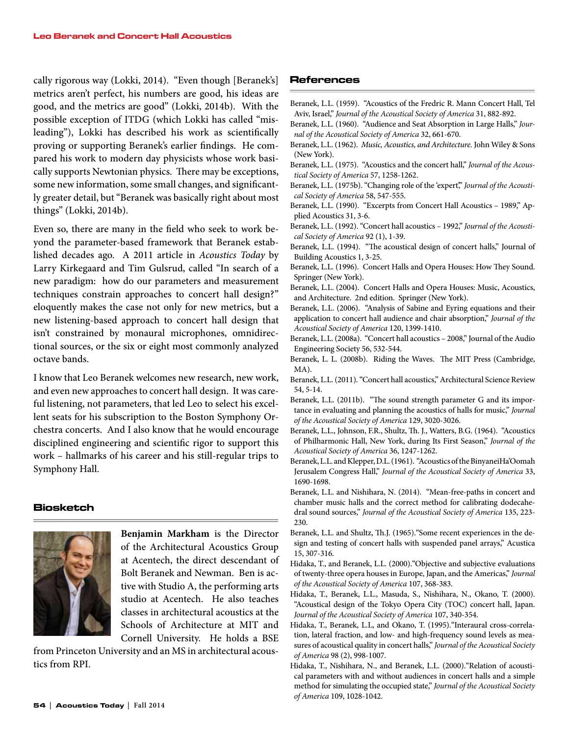cally rigorous way (Lokki, 2014). "Even though [Beranek's] metrics aren't perfect, his numbers are good, his ideas are good, and the metrics are good" (Lokki, 2014b). With the possible exception of ITDG (which Lokki has called "misleading"), Lokki has described his work as scientifically proving or supporting Beranek's earlier findings. He compared his work to modern day physicists whose work basically supports Newtonian physics. There may be exceptions, some new information, some small changes, and significantly greater detail, but "Beranek was basically right about most things" (Lokki, 2014b).

Even so, there are many in the field who seek to work beyond the parameter-based framework that Beranek established decades ago. A 2011 article in *Acoustics Today* by Larry Kirkegaard and Tim Gulsrud, called "In search of a new paradigm: how do our parameters and measurement techniques constrain approaches to concert hall design?" eloquently makes the case not only for new metrics, but a new listening-based approach to concert hall design that isn't constrained by monaural microphones, omnidirectional sources, or the six or eight most commonly analyzed octave bands.

I know that Leo Beranek welcomes new research, new work, and even new approaches to concert hall design. It was careful listening, not parameters, that led Leo to select his excellent seats for his subscription to the Boston Symphony Orchestra concerts. And I also know that he would encourage disciplined engineering and scientific rigor to support this work – hallmarks of his career and his still-regular trips to Symphony Hall.

## Biosketch

**Benjamin Markham** is the Director of the Architectural Acoustics Group at Acentech, the direct descendant of Bolt Beranek and Newman. Ben is active with Studio A, the performing arts studio at Acentech. He also teaches classes in architectural acoustics at the Schools of Architecture at MIT and Cornell University. He holds a BSE from Princeton University and an MS in architectural acoustics from RPI.

## References

Beranek, L.L. (1959). "Acoustics of the Fredric R. Mann Concert Hall, Tel Aviv, Israel," *Journal of the Acoustical Society of America* 31, 882-892.

Beranek, L.L. (1960). "Audience and Seat Absorption in Large Halls," *Journal of the Acoustical Society of America* 32, 661-670.

Beranek, L.L. (1962). *Music, Acoustics, and Architecture.* John Wiley & Sons (New York).

Beranek, L.L. (1975). "Acoustics and the concert hall," *Journal of the Acoustical Society of America* 57, 1258-1262.

Beranek, L.L. (1975b). "Changing role of the 'expert," *Journal of the Acoustical Society of America* 58, 547-555.

Beranek, L.L. (1990). "Excerpts from Concert Hall Acoustics – 1989," Applied Acoustics 31, 3-6.

Beranek, L.L. (1992). "Concert hall acoustics – 1992," *Journal of the Acoustical Society of America* 92 (1), 1-39.

Beranek, L.L. (1994). "The acoustical design of concert halls," Journal of Building Acoustics 1, 3-25.

Beranek, L.L. (1996). Concert Halls and Opera Houses: How They Sound. Springer (New York).

Beranek, L.L. (2004). Concert Halls and Opera Houses: Music, Acoustics, and Architecture. 2nd edition. Springer (New York).

Beranek, L.L. (2006). "Analysis of Sabine and Eyring equations and their application to concert hall audience and chair absorption," *Journal of the Acoustical Society of America* 120, 1399-1410.

Beranek, L.L. (2008a). "Concert hall acoustics – 2008," Journal of the Audio Engineering Society 56, 532-544.

Beranek, L. L. (2008b). Riding the Waves. The MIT Press (Cambridge, MA).

Beranek, L.L. (2011). "Concert hall acoustics," Architectural Science Review 54, 5-14.

Beranek, L.L. (2011b). "The sound strength parameter G and its importance in evaluating and planning the acoustics of halls for music," *Journal of the Acoustical Society of America* 129, 3020-3026.

Beranek, L.L., Johnson, F.R., Shultz, Th. J., Watters, B.G. (1964). "Acoustics of Philharmonic Hall, New York, during Its First Season," *Journal of the Acoustical Society of America* 36, 1247-1262.

Beranek, L.L. and Klepper, D.L. (1961). "Acoustics of the BinyaneiHa'Oomah Jerusalem Congress Hall," *Journal of the Acoustical Society of America* 33, 1690-1698.

Beranek, L.L. and Nishihara, N. (2014). "Mean-free-paths in concert and chamber music halls and the correct method for calibrating dodecahedral sound sources," *Journal of the Acoustical Society of America* 135, 223-230.

Beranek, L.L. and Shultz, Th.J. (1965)."Some recent experiences in the design and testing of concert halls with suspended panel arrays," Acustica 15, 307-316.

Hidaka, T., and Beranek, L.L. (2000)."Objective and subjective evaluations of twenty-three opera houses in Europe, Japan, and the Americas," *Journal of the Acoustical Society of America* 107, 368-383.

Hidaka, T., Beranek, L.L., Masuda, S., Nishihara, N., Okano, T. (2000). "Acoustical design of the Tokyo Opera City (TOC) concert hall, Japan. *Journal of the Acoustical Society of America* 107, 340-354.

Hidaka, T., Beranek, L.L, and Okano, T. (1995)."Interaural cross-correlation, lateral fraction, and low- and high-frequency sound levels as measures of acoustical quality in concert halls," *Journal of the Acoustical Society of America* 98 (2), 998-1007.

Hidaka, T., Nishihara, N., and Beranek, L.L. (2000)."Relation of acoustical parameters with and without audiences in concert halls and a simple method for simulating the occupied state," *Journal of the Acoustical Society of America* 109, 1028-1042.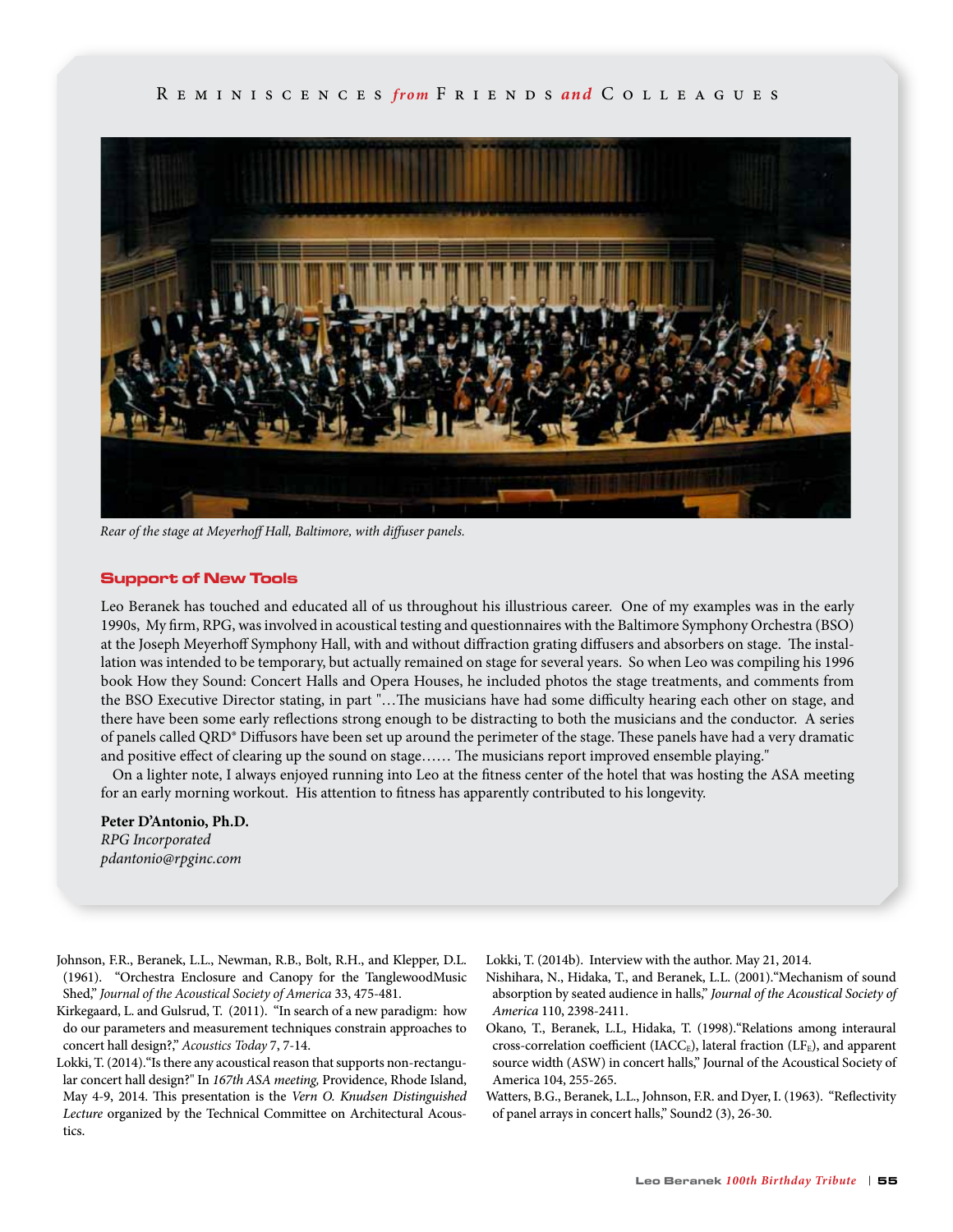## Reminiscences *from* Friends *and* Colleagues

*Rear of the stage at Meyerhoff Hall, Baltimore, with diffuser panels.*

### Support of New Tools

Leo Beranek has touched and educated all of us throughout his illustrious career. One of my examples was in the early 1990s, My firm, RPG, was involved in acoustical testing and questionnaires with the Baltimore Symphony Orchestra (BSO) at the Joseph Meyerhoff Symphony Hall, with and without diffraction grating diffusers and absorbers on stage. The installation was intended to be temporary, but actually remained on stage for several years. So when Leo was compiling his 1996 book How they Sound: Concert Halls and Opera Houses, he included photos the stage treatments, and comments from the BSO Executive Director stating, in part "…The musicians have had some difficulty hearing each other on stage, and there have been some early reflections strong enough to be distracting to both the musicians and the conductor. A series of panels called QRD® Diffusors have been set up around the perimeter of the stage. These panels have had a very dramatic and positive effect of clearing up the sound on stage…… The musicians report improved ensemble playing."

On a lighter note, I always enjoyed running into Leo at the fitness center of the hotel that was hosting the ASA meeting for an early morning workout. His attention to fitness has apparently contributed to his longevity.

**Peter D'Antonio, Ph.D.**
*RPG Incorporated*
*pdantonio@rpginc.com*

Johnson, F.R., Beranek, L.L., Newman, R.B., Bolt, R.H., and Klepper, D.L. (1961). "Orchestra Enclosure and Canopy for the TanglewoodMusic Shed," *Journal of the Acoustical Society of America* 33, 475-481.

Kirkegaard, L. and Gulsrud, T. (2011). "In search of a new paradigm: how do our parameters and measurement techniques constrain approaches to concert hall design?," *Acoustics Today* 7, 7-14.

Lokki, T. (2014)."Is there any acoustical reason that supports non-rectangular concert hall design?" In *167th ASA meeting,* Providence, Rhode Island, May 4-9, 2014. This presentation is the *Vern O. Knudsen Distinguished Lecture* organized by the Technical Committee on Architectural Acoustics.

Lokki, T. (2014b). Interview with the author. May 21, 2014.

Nishihara, N., Hidaka, T., and Beranek, L.L. (2001)."Mechanism of sound absorption by seated audience in halls," *Journal of the Acoustical Society of America* 110, 2398-2411.

Okano, T., Beranek, L.L, Hidaka, T. (1998)."Relations among interaural cross-correlation coefficient ($IACC_E$), lateral fraction ($LF_E$), and apparent source width (ASW) in concert halls," Journal of the Acoustical Society of America 104, 255-265.

Watters, B.G., Beranek, L.L., Johnson, F.R. and Dyer, I. (1963). "Reflectivity of panel arrays in concert halls," Sound2 (3), 26-30.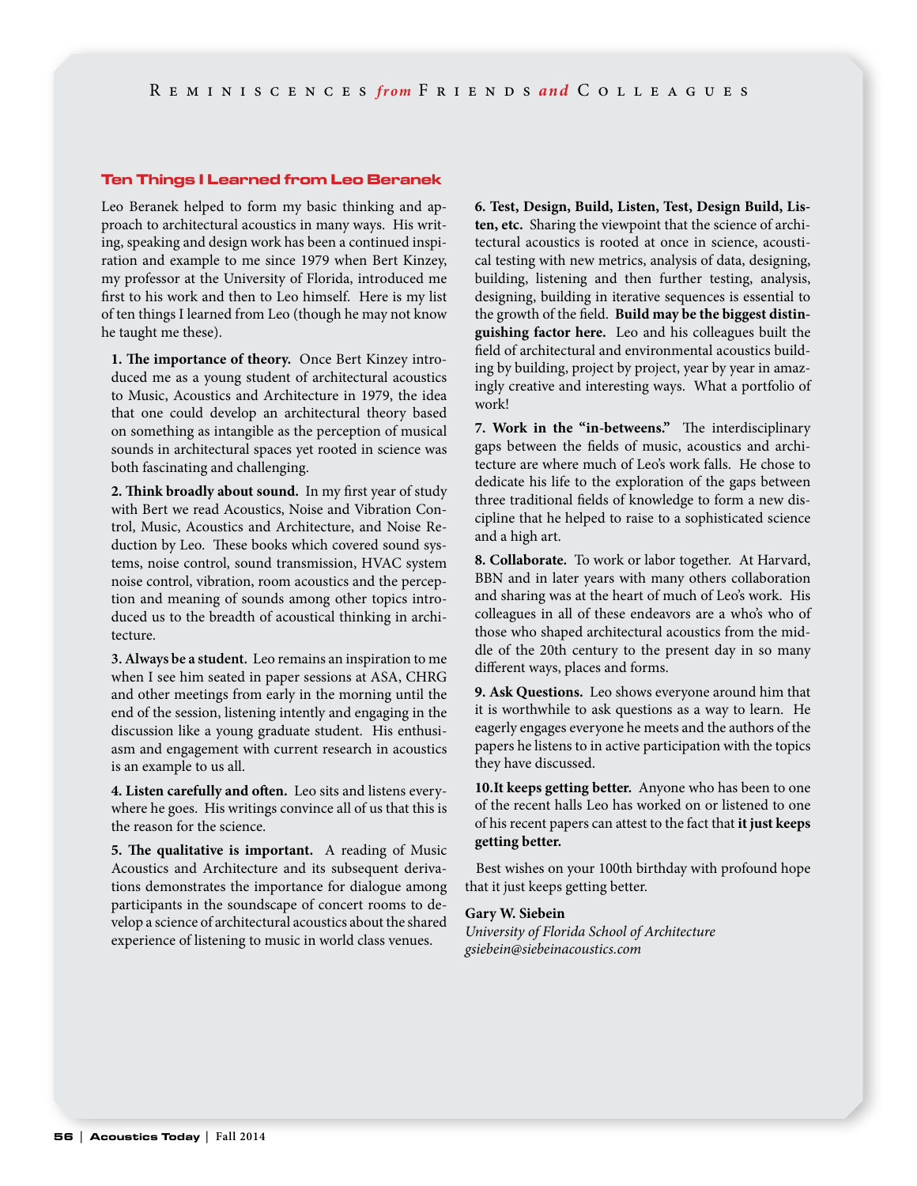## Ten Things I Learned from Leo Beranek

Leo Beranek helped to form my basic thinking and approach to architectural acoustics in many ways. His writing, speaking and design work has been a continued inspiration and example to me since 1979 when Bert Kinzey, my professor at the University of Florida, introduced me first to his work and then to Leo himself. Here is my list of ten things I learned from Leo (though he may not know he taught me these).

**1. The importance of theory.** Once Bert Kinzey introduced me as a young student of architectural acoustics to Music, Acoustics and Architecture in 1979, the idea that one could develop an architectural theory based on something as intangible as the perception of musical sounds in architectural spaces yet rooted in science was both fascinating and challenging.

**2. Think broadly about sound.** In my first year of study with Bert we read Acoustics, Noise and Vibration Control, Music, Acoustics and Architecture, and Noise Reduction by Leo. These books which covered sound systems, noise control, sound transmission, HVAC system noise control, vibration, room acoustics and the perception and meaning of sounds among other topics introduced us to the breadth of acoustical thinking in architecture.

**3. Always be a student.** Leo remains an inspiration to me when I see him seated in paper sessions at ASA, CHRG and other meetings from early in the morning until the end of the session, listening intently and engaging in the discussion like a young graduate student. His enthusiasm and engagement with current research in acoustics is an example to us all.

**4. Listen carefully and often.** Leo sits and listens everywhere he goes. His writings convince all of us that this is the reason for the science.

**5. The qualitative is important.** A reading of Music Acoustics and Architecture and its subsequent derivations demonstrates the importance for dialogue among participants in the soundscape of concert rooms to develop a science of architectural acoustics about the shared experience of listening to music in world class venues.

**6. Test, Design, Build, Listen, Test, Design Build, Listen, etc.** Sharing the viewpoint that the science of architectural acoustics is rooted at once in science, acoustical testing with new metrics, analysis of data, designing, building, listening and then further testing, analysis, designing, building in iterative sequences is essential to the growth of the field. **Build may be the biggest distinguishing factor here.** Leo and his colleagues built the field of architectural and environmental acoustics building by building, project by project, year by year in amazingly creative and interesting ways. What a portfolio of work!

**7. Work in the "in-betweens."** The interdisciplinary gaps between the fields of music, acoustics and architecture are where much of Leo's work falls. He chose to dedicate his life to the exploration of the gaps between three traditional fields of knowledge to form a new discipline that he helped to raise to a sophisticated science and a high art.

**8. Collaborate.** To work or labor together. At Harvard, BBN and in later years with many others collaboration and sharing was at the heart of much of Leo's work. His colleagues in all of these endeavors are a who's who of those who shaped architectural acoustics from the middle of the 20th century to the present day in so many different ways, places and forms.

**9. Ask Questions.** Leo shows everyone around him that it is worthwhile to ask questions as a way to learn. He eagerly engages everyone he meets and the authors of the papers he listens to in active participation with the topics they have discussed.

**10.It keeps getting better.** Anyone who has been to one of the recent halls Leo has worked on or listened to one of his recent papers can attest to the fact that **it just keeps getting better.**

Best wishes on your 100th birthday with profound hope that it just keeps getting better.

**Gary W. Siebein**
*University of Florida School of Architecture*
*gsiebein@siebeinacoustics.com*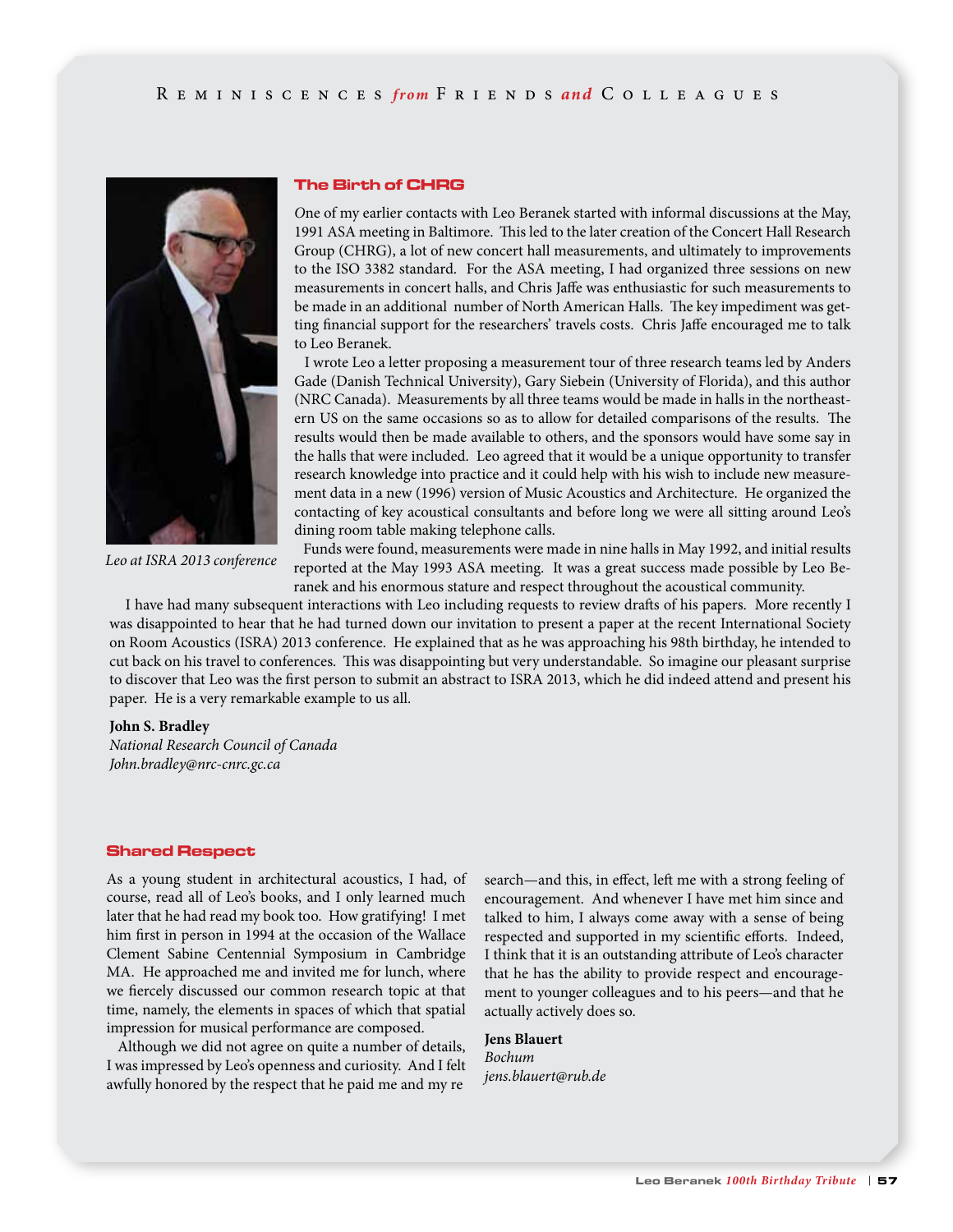## The Birth of CHRG

One of my earlier contacts with Leo Beranek started with informal discussions at the May, 1991 ASA meeting in Baltimore. This led to the later creation of the Concert Hall Research Group (CHRG), a lot of new concert hall measurements, and ultimately to improvements to the ISO 3382 standard. For the ASA meeting, I had organized three sessions on new measurements in concert halls, and Chris Jaffe was enthusiastic for such measurements to be made in an additional number of North American Halls. The key impediment was getting financial support for the researchers' travels costs. Chris Jaffe encouraged me to talk to Leo Beranek.

I wrote Leo a letter proposing a measurement tour of three research teams led by Anders Gade (Danish Technical University), Gary Siebein (University of Florida), and this author (NRC Canada). Measurements by all three teams would be made in halls in the northeastern US on the same occasions so as to allow for detailed comparisons of the results. The results would then be made available to others, and the sponsors would have some say in the halls that were included. Leo agreed that it would be a unique opportunity to transfer research knowledge into practice and it could help with his wish to include new measurement data in a new (1996) version of Music Acoustics and Architecture. He organized the contacting of key acoustical consultants and before long we were all sitting around Leo's dining room table making telephone calls.

*Leo at ISRA 2013 conference*

Funds were found, measurements were made in nine halls in May 1992, and initial results reported at the May 1993 ASA meeting. It was a great success made possible by Leo Beranek and his enormous stature and respect throughout the acoustical community.

I have had many subsequent interactions with Leo including requests to review drafts of his papers. More recently I was disappointed to hear that he had turned down our invitation to present a paper at the recent International Society on Room Acoustics (ISRA) 2013 conference. He explained that as he was approaching his 98th birthday, he intended to cut back on his travel to conferences. This was disappointing but very understandable. So imagine our pleasant surprise to discover that Leo was the first person to submit an abstract to ISRA 2013, which he did indeed attend and present his paper. He is a very remarkable example to us all.

**John S. Bradley**
*National Research Council of Canada*
*John.bradley@nrc-cnrc.gc.ca*

## Shared Respect

As a young student in architectural acoustics, I had, of course, read all of Leo's books, and I only learned much later that he had read my book too. How gratifying! I met him first in person in 1994 at the occasion of the Wallace Clement Sabine Centennial Symposium in Cambridge MA. He approached me and invited me for lunch, where we fiercely discussed our common research topic at that time, namely, the elements in spaces of which that spatial impression for musical performance are composed.

Although we did not agree on quite a number of details, I was impressed by Leo's openness and curiosity. And I felt awfully honored by the respect that he paid me and my research—and this, in effect, left me with a strong feeling of encouragement. And whenever I have met him since and talked to him, I always come away with a sense of being respected and supported in my scientific efforts. Indeed, I think that it is an outstanding attribute of Leo's character that he has the ability to provide respect and encouragement to younger colleagues and to his peers—and that he actually actively does so.

**Jens Blauert**
*Bochum*
*jens.blauert@rub.de*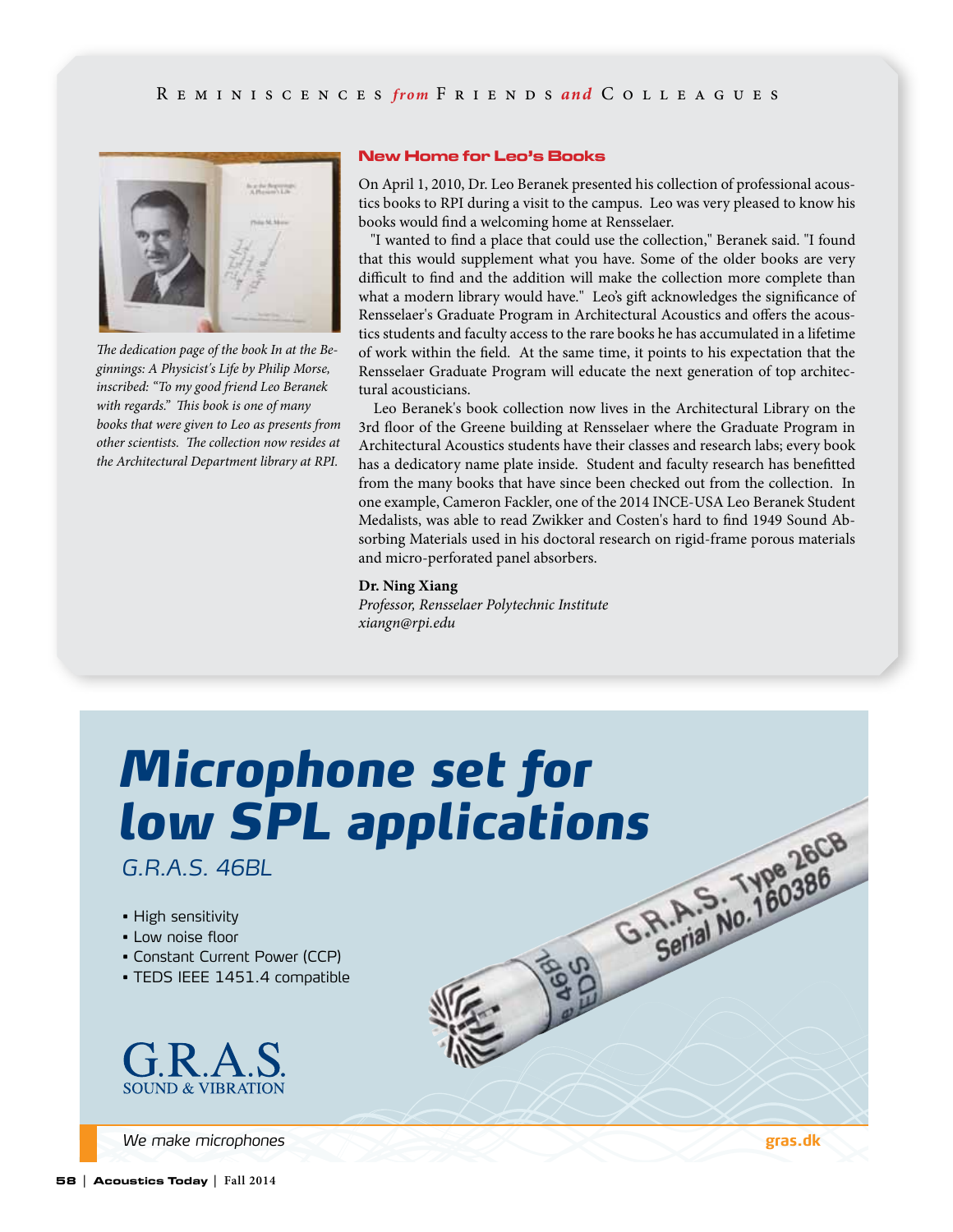### New Home for Leo's Books

*The dedication page of the book In at the Beginnings: A Physicist's Life by Philip Morse, inscribed: "To my good friend Leo Beranek with regards." This book is one of many books that were given to Leo as presents from other scientists. The collection now resides at the Architectural Department library at RPI.*

On April 1, 2010, Dr. Leo Beranek presented his collection of professional acoustics books to RPI during a visit to the campus. Leo was very pleased to know his books would find a welcoming home at Rensselaer.

"I wanted to find a place that could use the collection," Beranek said. "I found that this would supplement what you have. Some of the older books are very difficult to find and the addition will make the collection more complete than what a modern library would have." Leo's gift acknowledges the significance of Rensselaer's Graduate Program in Architectural Acoustics and offers the acoustics students and faculty access to the rare books he has accumulated in a lifetime of work within the field. At the same time, it points to his expectation that the Rensselaer Graduate Program will educate the next generation of top architectural acousticians.

Leo Beranek's book collection now lives in the Architectural Library on the 3rd floor of the Greene building at Rensselaer where the Graduate Program in Architectural Acoustics students have their classes and research labs; every book has a dedicatory name plate inside. Student and faculty research has benefitted from the many books that have since been checked out from the collection. In one example, Cameron Fackler, one of the 2014 INCE-USA Leo Beranek Student Medalists, was able to read Zwikker and Costen's hard to find 1949 Sound Absorbing Materials used in his doctoral research on rigid-frame porous materials and micro-perforated panel absorbers.

**Dr. Ning Xiang**
*Professor, Rensselaer Polytechnic Institute*
*xiangn@rpi.edu*

# Microphone set for low SPL applications

*G.R.A.S. 46BL*

- High sensitivity
- Low noise floor
- Constant Current Power (CCP)
- TEDS IEEE 1451.4 compatible

G.R.A.S.
SOUND & VIBRATION

*We make microphones*

gras.dk